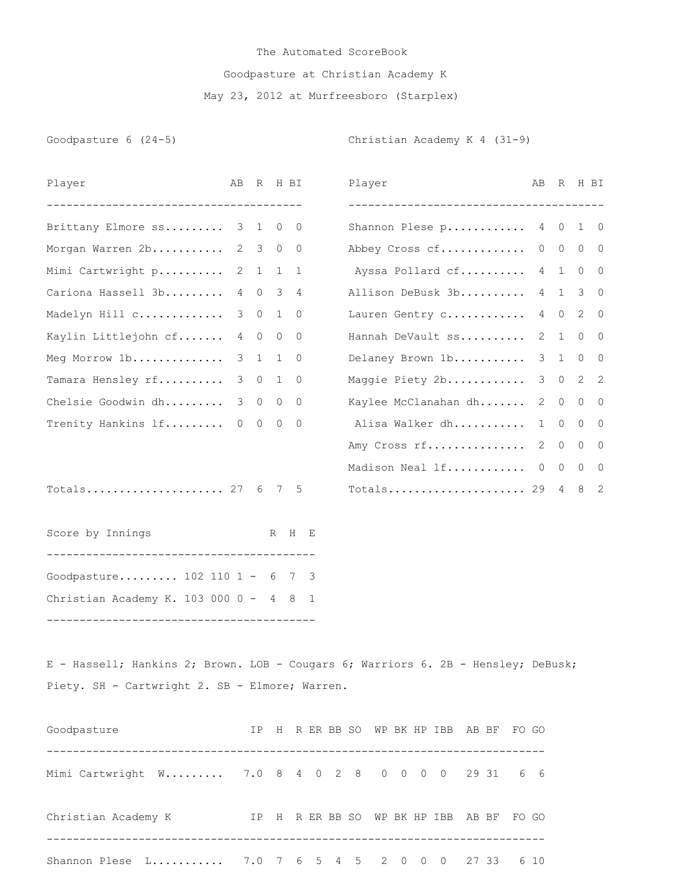# The Automated ScoreBook

## Goodpasture at Christian Academy K

### May 23, 2012 at Murfreesboro (Starplex)

**Goodpasture 6 (24-5)**

| Player | AB | R | H | BI |
|---|---|---|---|---|
| Brittany Elmore ss | 3 | 1 | 0 | 0 |
| Morgan Warren 2b | 2 | 3 | 0 | 0 |
| Mimi Cartwright p | 2 | 1 | 1 | 1 |
| Cariona Hassell 3b | 4 | 0 | 3 | 4 |
| Madelyn Hill c | 3 | 0 | 1 | 0 |
| Kaylin Littlejohn cf | 4 | 0 | 0 | 0 |
| Meg Morrow 1b | 3 | 1 | 1 | 0 |
| Tamara Hensley rf | 3 | 0 | 1 | 0 |
| Chelsie Goodwin dh | 3 | 0 | 0 | 0 |
| Trenity Hankins lf | 0 | 0 | 0 | 0 |
| Totals | 27 | 6 | 7 | 5 |

**Christian Academy K 4 (31-9)**

| Player | AB | R | H | BI |
|---|---|---|---|---|
| Shannon Plese p | 4 | 0 | 1 | 0 |
| Abbey Cross cf | 0 | 0 | 0 | 0 |
| Ayssa Pollard cf | 4 | 1 | 0 | 0 |
| Allison DeBusk 3b | 4 | 1 | 3 | 0 |
| Lauren Gentry c | 4 | 0 | 2 | 0 |
| Hannah DeVault ss | 2 | 1 | 0 | 0 |
| Delaney Brown 1b | 3 | 1 | 0 | 0 |
| Maggie Piety 2b | 3 | 0 | 2 | 2 |
| Kaylee McClanahan dh | 2 | 0 | 0 | 0 |
| Alisa Walker dh | 1 | 0 | 0 | 0 |
| Amy Cross rf | 2 | 0 | 0 | 0 |
| Madison Neal lf | 0 | 0 | 0 | 0 |
| Totals | 29 | 4 | 8 | 2 |

**Score by Innings**

| Team | Innings | R | H | E |
|---|---|---|---|---|
| Goodpasture | 102 110 1 | 6 | 7 | 3 |
| Christian Academy K. | 103 000 0 | 4 | 8 | 1 |

E - Hassell; Hankins 2; Brown. LOB - Cougars 6; Warriors 6. 2B - Hensley; DeBusk; Piety. SH - Cartwright 2. SB - Elmore; Warren.

| Goodpasture | IP | H | R | ER | BB | SO | WP | BK | HP | IBB | AB | BF | FO | GO |
|---|---|---|---|---|---|---|---|---|---|---|---|---|---|---|
| Mimi Cartwright W | 7.0 | 8 | 4 | 0 | 2 | 8 | 0 | 0 | 0 | 0 | 29 | 31 | 6 | 6 |

| Christian Academy K | IP | H | R | ER | BB | SO | WP | BK | HP | IBB | AB | BF | FO | GO |
|---|---|---|---|---|---|---|---|---|---|---|---|---|---|---|
| Shannon Plese L | 7.0 | 7 | 6 | 5 | 4 | 5 | 2 | 0 | 0 | 0 | 27 | 33 | 6 | 10 |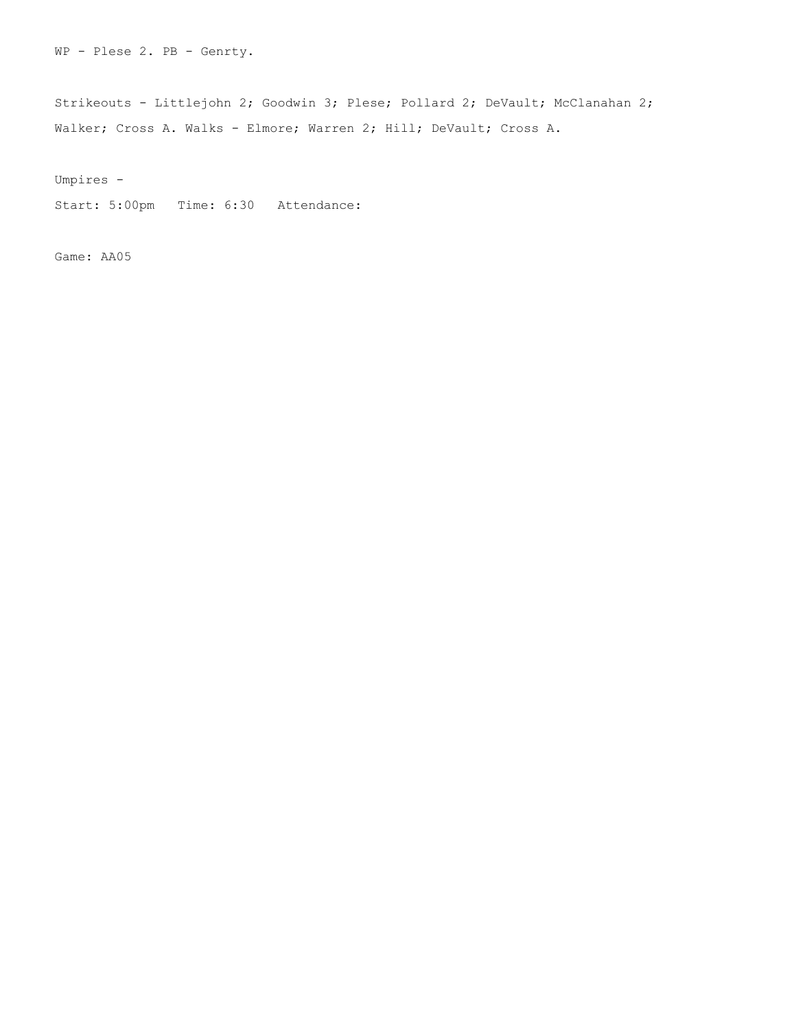WP - Plese 2. PB - Genrty.

Strikeouts - Littlejohn 2; Goodwin 3; Plese; Pollard 2; DeVault; McClanahan 2; Walker; Cross A. Walks - Elmore; Warren 2; Hill; DeVault; Cross A.

Umpires -

Start: 5:00pm   Time: 6:30   Attendance:

Game: AA05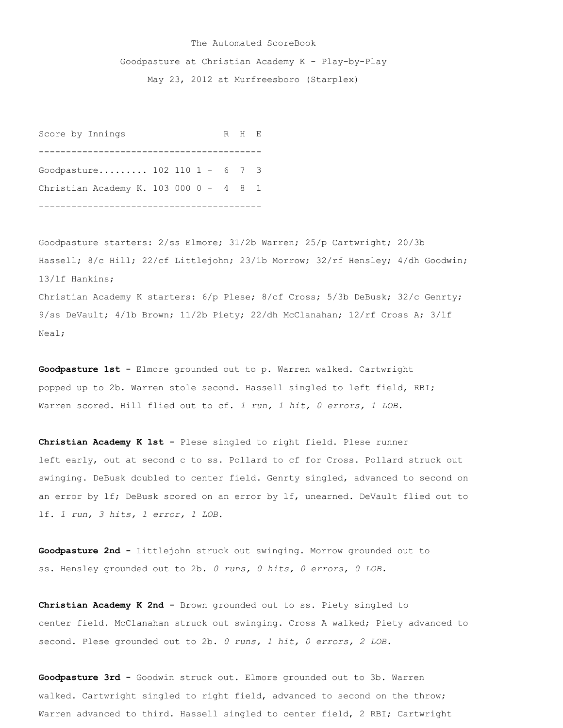The Automated ScoreBook

Goodpasture at Christian Academy K - Play-by-Play

May 23, 2012 at Murfreesboro (Starplex)

| Score by Innings | | R | H | E |
|---|---|---|---|---|
| Goodpasture......... | 102 110 1 - | 6 | 7 | 3 |
| Christian Academy K. | 103 000 0 - | 4 | 8 | 1 |

Goodpasture starters: 2/ss Elmore; 31/2b Warren; 25/p Cartwright; 20/3b Hassell; 8/c Hill; 22/cf Littlejohn; 23/1b Morrow; 32/rf Hensley; 4/dh Goodwin; 13/lf Hankins;

Christian Academy K starters: 6/p Plese; 8/cf Cross; 5/3b DeBusk; 32/c Genrty; 9/ss DeVault; 4/1b Brown; 11/2b Piety; 22/dh McClanahan; 12/rf Cross A; 3/lf Neal;

**Goodpasture 1st -** Elmore grounded out to p. Warren walked. Cartwright popped up to 2b. Warren stole second. Hassell singled to left field, RBI; Warren scored. Hill flied out to cf. *1 run, 1 hit, 0 errors, 1 LOB.*

**Christian Academy K 1st -** Plese singled to right field. Plese runner left early, out at second c to ss. Pollard to cf for Cross. Pollard struck out swinging. DeBusk doubled to center field. Genrty singled, advanced to second on an error by lf; DeBusk scored on an error by lf, unearned. DeVault flied out to lf. *1 run, 3 hits, 1 error, 1 LOB.*

**Goodpasture 2nd -** Littlejohn struck out swinging. Morrow grounded out to ss. Hensley grounded out to 2b. *0 runs, 0 hits, 0 errors, 0 LOB.*

**Christian Academy K 2nd -** Brown grounded out to ss. Piety singled to center field. McClanahan struck out swinging. Cross A walked; Piety advanced to second. Plese grounded out to 2b. *0 runs, 1 hit, 0 errors, 2 LOB.*

**Goodpasture 3rd -** Goodwin struck out. Elmore grounded out to 3b. Warren walked. Cartwright singled to right field, advanced to second on the throw; Warren advanced to third. Hassell singled to center field, 2 RBI; Cartwright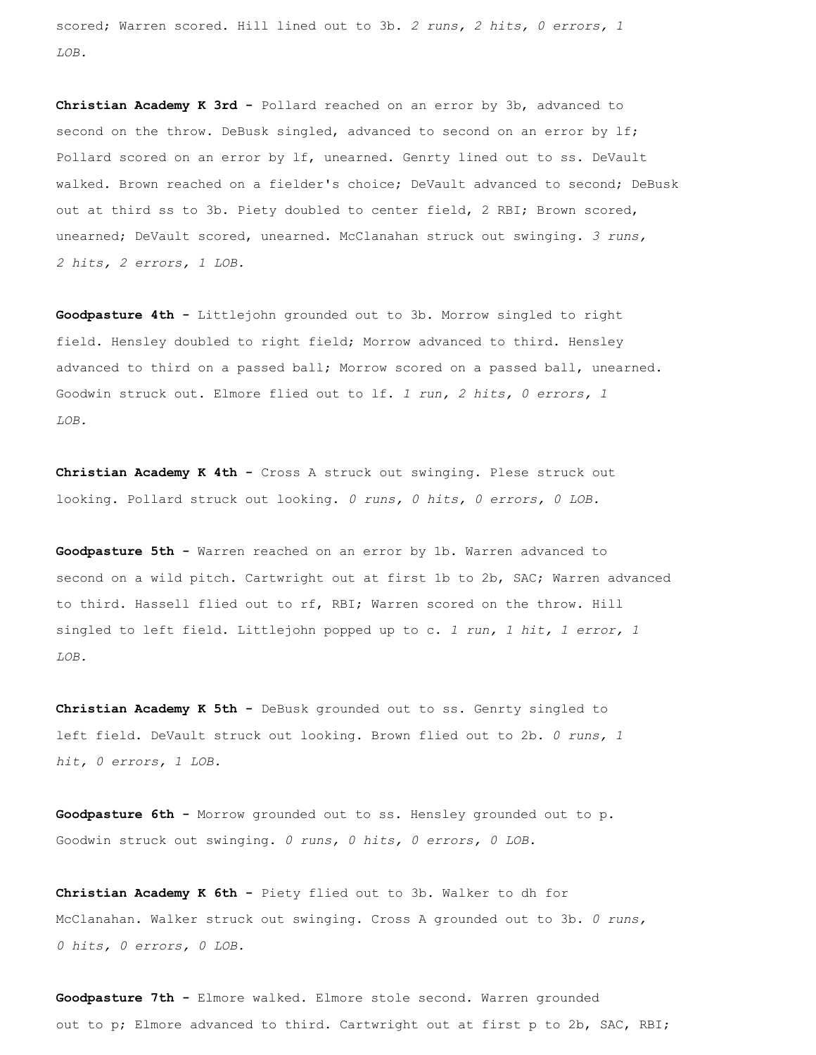scored; Warren scored. Hill lined out to 3b. *2 runs, 2 hits, 0 errors, 1 LOB.*

**Christian Academy K 3rd -** Pollard reached on an error by 3b, advanced to second on the throw. DeBusk singled, advanced to second on an error by lf; Pollard scored on an error by lf, unearned. Genrty lined out to ss. DeVault walked. Brown reached on a fielder's choice; DeVault advanced to second; DeBusk out at third ss to 3b. Piety doubled to center field, 2 RBI; Brown scored, unearned; DeVault scored, unearned. McClanahan struck out swinging. *3 runs, 2 hits, 2 errors, 1 LOB.*

**Goodpasture 4th -** Littlejohn grounded out to 3b. Morrow singled to right field. Hensley doubled to right field; Morrow advanced to third. Hensley advanced to third on a passed ball; Morrow scored on a passed ball, unearned. Goodwin struck out. Elmore flied out to lf. *1 run, 2 hits, 0 errors, 1 LOB.*

**Christian Academy K 4th -** Cross A struck out swinging. Plese struck out looking. Pollard struck out looking. *0 runs, 0 hits, 0 errors, 0 LOB.*

**Goodpasture 5th -** Warren reached on an error by 1b. Warren advanced to second on a wild pitch. Cartwright out at first 1b to 2b, SAC; Warren advanced to third. Hassell flied out to rf, RBI; Warren scored on the throw. Hill singled to left field. Littlejohn popped up to c. *1 run, 1 hit, 1 error, 1 LOB.*

**Christian Academy K 5th -** DeBusk grounded out to ss. Genrty singled to left field. DeVault struck out looking. Brown flied out to 2b. *0 runs, 1 hit, 0 errors, 1 LOB.*

**Goodpasture 6th -** Morrow grounded out to ss. Hensley grounded out to p. Goodwin struck out swinging. *0 runs, 0 hits, 0 errors, 0 LOB.*

**Christian Academy K 6th -** Piety flied out to 3b. Walker to dh for McClanahan. Walker struck out swinging. Cross A grounded out to 3b. *0 runs, 0 hits, 0 errors, 0 LOB.*

**Goodpasture 7th -** Elmore walked. Elmore stole second. Warren grounded out to p; Elmore advanced to third. Cartwright out at first p to 2b, SAC, RBI;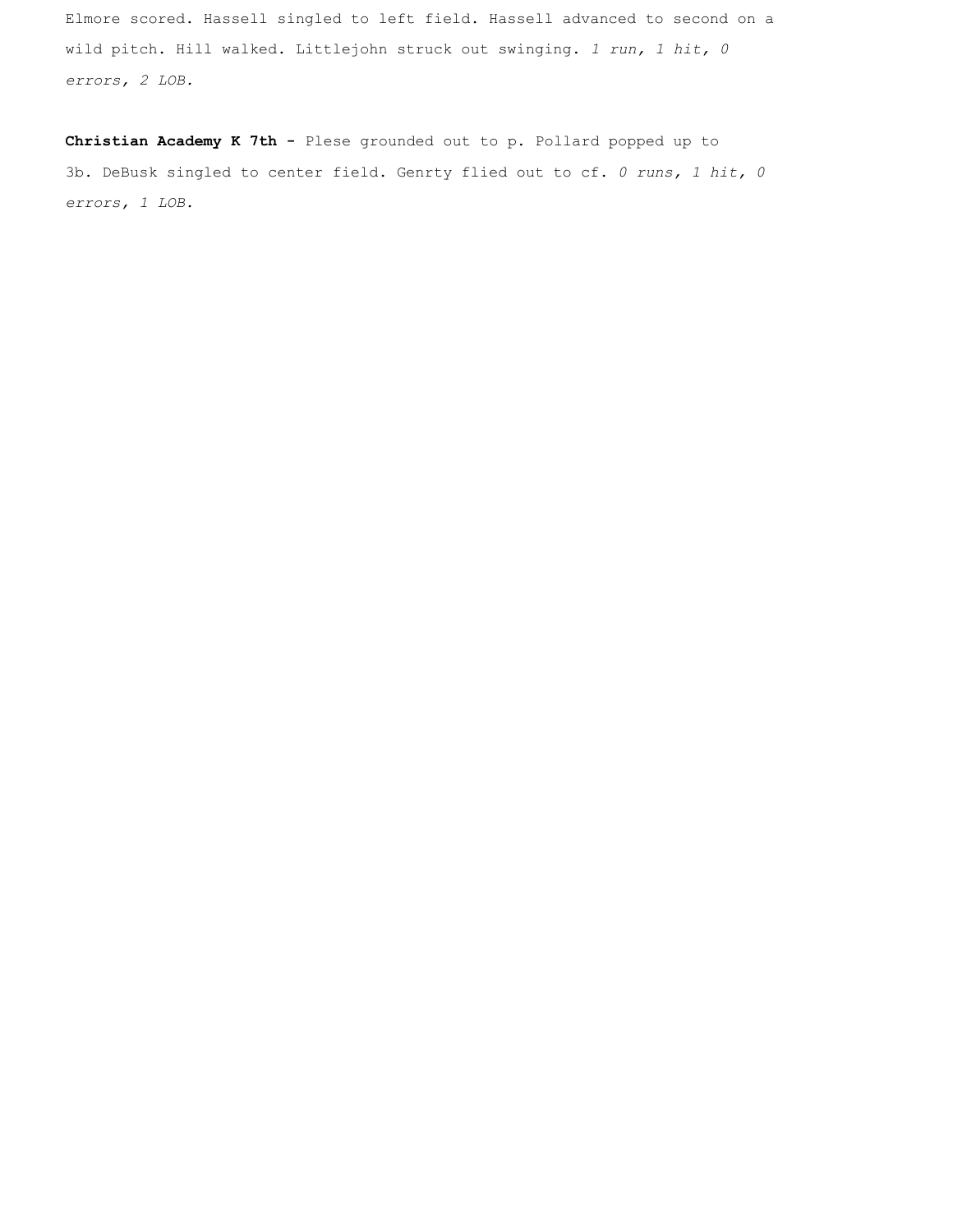Elmore scored. Hassell singled to left field. Hassell advanced to second on a wild pitch. Hill walked. Littlejohn struck out swinging. *1 run, 1 hit, 0 errors, 2 LOB.*

**Christian Academy K 7th -** Plese grounded out to p. Pollard popped up to 3b. DeBusk singled to center field. Genrty flied out to cf. *0 runs, 1 hit, 0 errors, 1 LOB.*